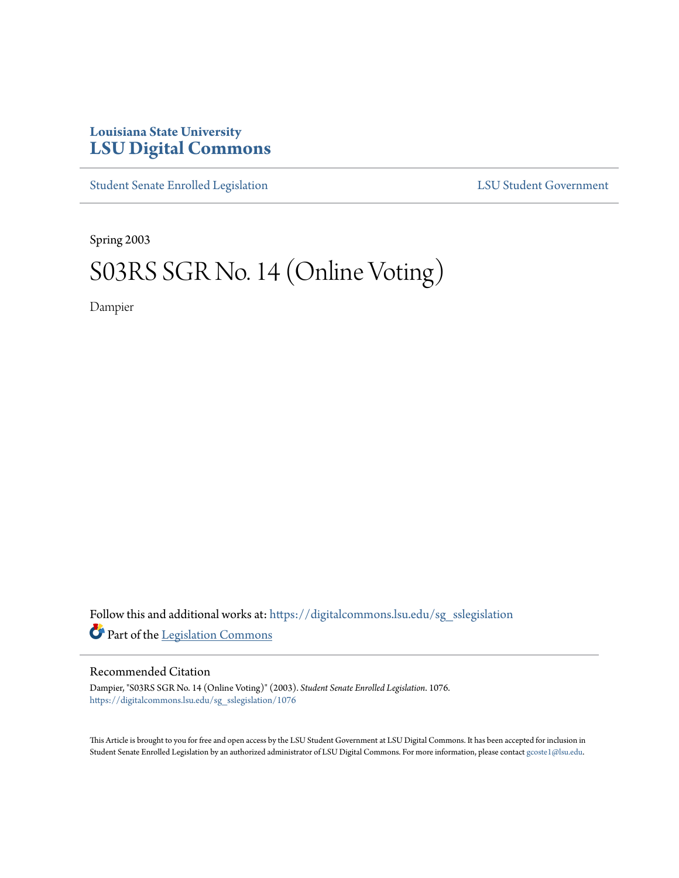Louisiana State University

# LSU Digital Commons

Student Senate Enrolled Legislation | LSU Student Government

Spring 2003

# S03RS SGR No. 14 (Online Voting)

Dampier

Follow this and additional works at: https://digitalcommons.lsu.edu/sg_sslegislation

Part of the Legislation Commons

## Recommended Citation

Dampier, "S03RS SGR No. 14 (Online Voting)" (2003). *Student Senate Enrolled Legislation*. 1076.
https://digitalcommons.lsu.edu/sg_sslegislation/1076

This Article is brought to you for free and open access by the LSU Student Government at LSU Digital Commons. It has been accepted for inclusion in Student Senate Enrolled Legislation by an authorized administrator of LSU Digital Commons. For more information, please contact gcoste1@lsu.edu.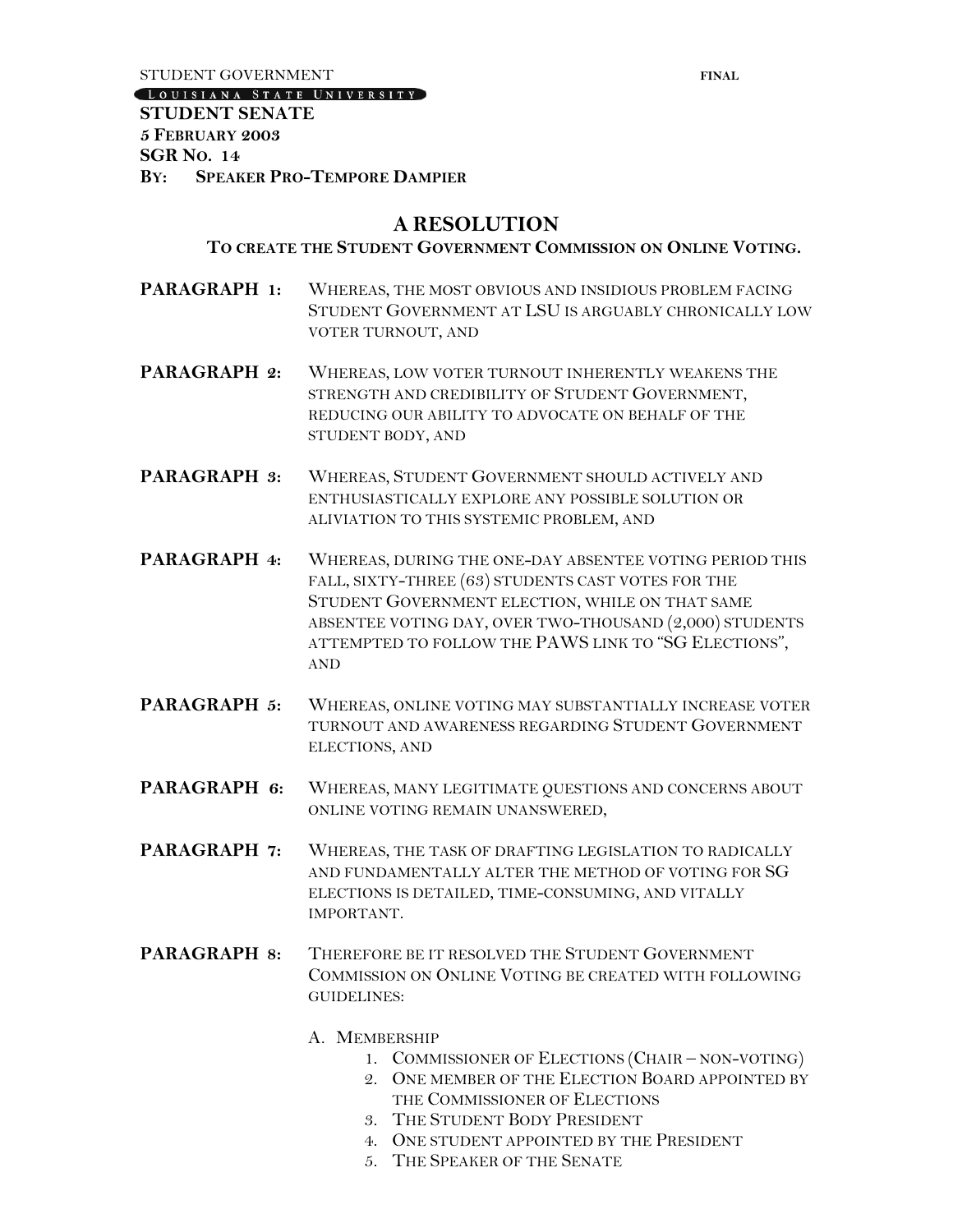STUDENT GOVERNMENT **FINAL**

LOUISIANA STATE UNIVERSITY

**STUDENT SENATE**
**5 FEBRUARY 2003**
**SGR NO. 14**
**BY: SPEAKER PRO-TEMPORE DAMPIER**

# A RESOLUTION

### TO CREATE THE STUDENT GOVERNMENT COMMISSION ON ONLINE VOTING.

**PARAGRAPH 1:** WHEREAS, THE MOST OBVIOUS AND INSIDIOUS PROBLEM FACING STUDENT GOVERNMENT AT LSU IS ARGUABLY CHRONICALLY LOW VOTER TURNOUT, AND

**PARAGRAPH 2:** WHEREAS, LOW VOTER TURNOUT INHERENTLY WEAKENS THE STRENGTH AND CREDIBILITY OF STUDENT GOVERNMENT, REDUCING OUR ABILITY TO ADVOCATE ON BEHALF OF THE STUDENT BODY, AND

**PARAGRAPH 3:** WHEREAS, STUDENT GOVERNMENT SHOULD ACTIVELY AND ENTHUSIASTICALLY EXPLORE ANY POSSIBLE SOLUTION OR ALIVIATION TO THIS SYSTEMIC PROBLEM, AND

**PARAGRAPH 4:** WHEREAS, DURING THE ONE-DAY ABSENTEE VOTING PERIOD THIS FALL, SIXTY-THREE (63) STUDENTS CAST VOTES FOR THE STUDENT GOVERNMENT ELECTION, WHILE ON THAT SAME ABSENTEE VOTING DAY, OVER TWO-THOUSAND (2,000) STUDENTS ATTEMPTED TO FOLLOW THE PAWS LINK TO "SG ELECTIONS", AND

**PARAGRAPH 5:** WHEREAS, ONLINE VOTING MAY SUBSTANTIALLY INCREASE VOTER TURNOUT AND AWARENESS REGARDING STUDENT GOVERNMENT ELECTIONS, AND

**PARAGRAPH 6:** WHEREAS, MANY LEGITIMATE QUESTIONS AND CONCERNS ABOUT ONLINE VOTING REMAIN UNANSWERED,

**PARAGRAPH 7:** WHEREAS, THE TASK OF DRAFTING LEGISLATION TO RADICALLY AND FUNDAMENTALLY ALTER THE METHOD OF VOTING FOR SG ELECTIONS IS DETAILED, TIME-CONSUMING, AND VITALLY IMPORTANT.

**PARAGRAPH 8:** THEREFORE BE IT RESOLVED THE STUDENT GOVERNMENT COMMISSION ON ONLINE VOTING BE CREATED WITH FOLLOWING GUIDELINES:

A. MEMBERSHIP
1. COMMISSIONER OF ELECTIONS (CHAIR – NON-VOTING)
2. ONE MEMBER OF THE ELECTION BOARD APPOINTED BY THE COMMISSIONER OF ELECTIONS
3. THE STUDENT BODY PRESIDENT
4. ONE STUDENT APPOINTED BY THE PRESIDENT
5. THE SPEAKER OF THE SENATE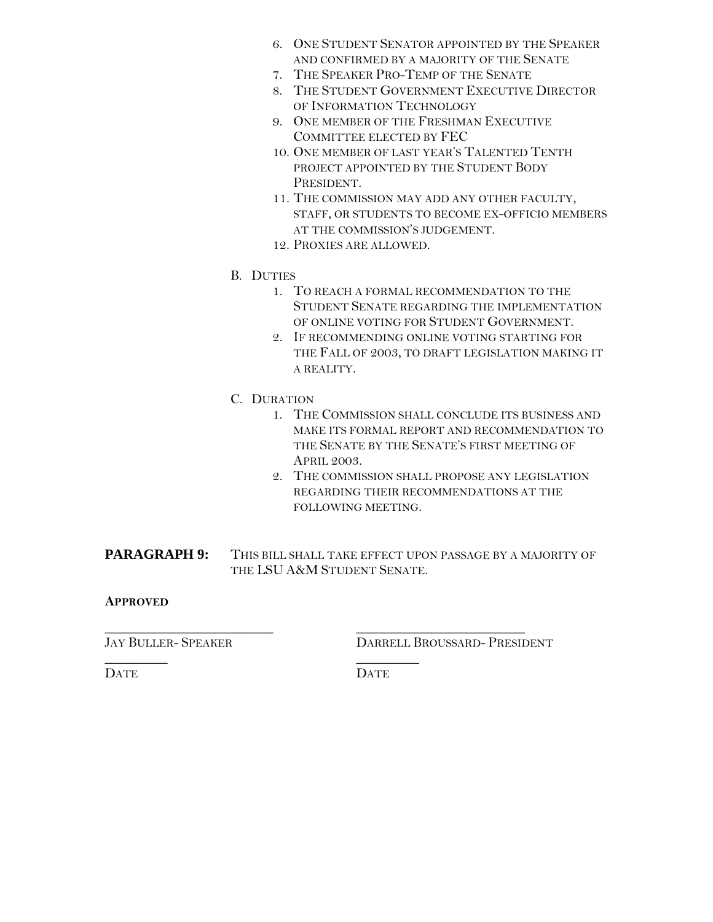6. One Student Senator appointed by the Speaker and confirmed by a majority of the Senate
7. The Speaker Pro-Temp of the Senate
8. The Student Government Executive Director of Information Technology
9. One member of the Freshman Executive Committee elected by FEC
10. One member of last year's Talented Tenth project appointed by the Student Body President.
11. The commission may add any other faculty, staff, or students to become ex-officio members at the commission's judgement.
12. Proxies are allowed.

B. Duties
1. To reach a formal recommendation to the Student Senate regarding the implementation of online voting for Student Government.
2. If recommending online voting starting for the Fall of 2003, to draft legislation making it a reality.

C. Duration
1. The Commission shall conclude its business and make its formal report and recommendation to the Senate by the Senate's first meeting of April 2003.
2. The commission shall propose any legislation regarding their recommendations at the following meeting.

**PARAGRAPH 9:** This bill shall take effect upon passage by a majority of the LSU A&M Student Senate.

**Approved**

______________________ ______________________
Jay Buller- Speaker Darrell Broussard- President

________ ________
Date Date